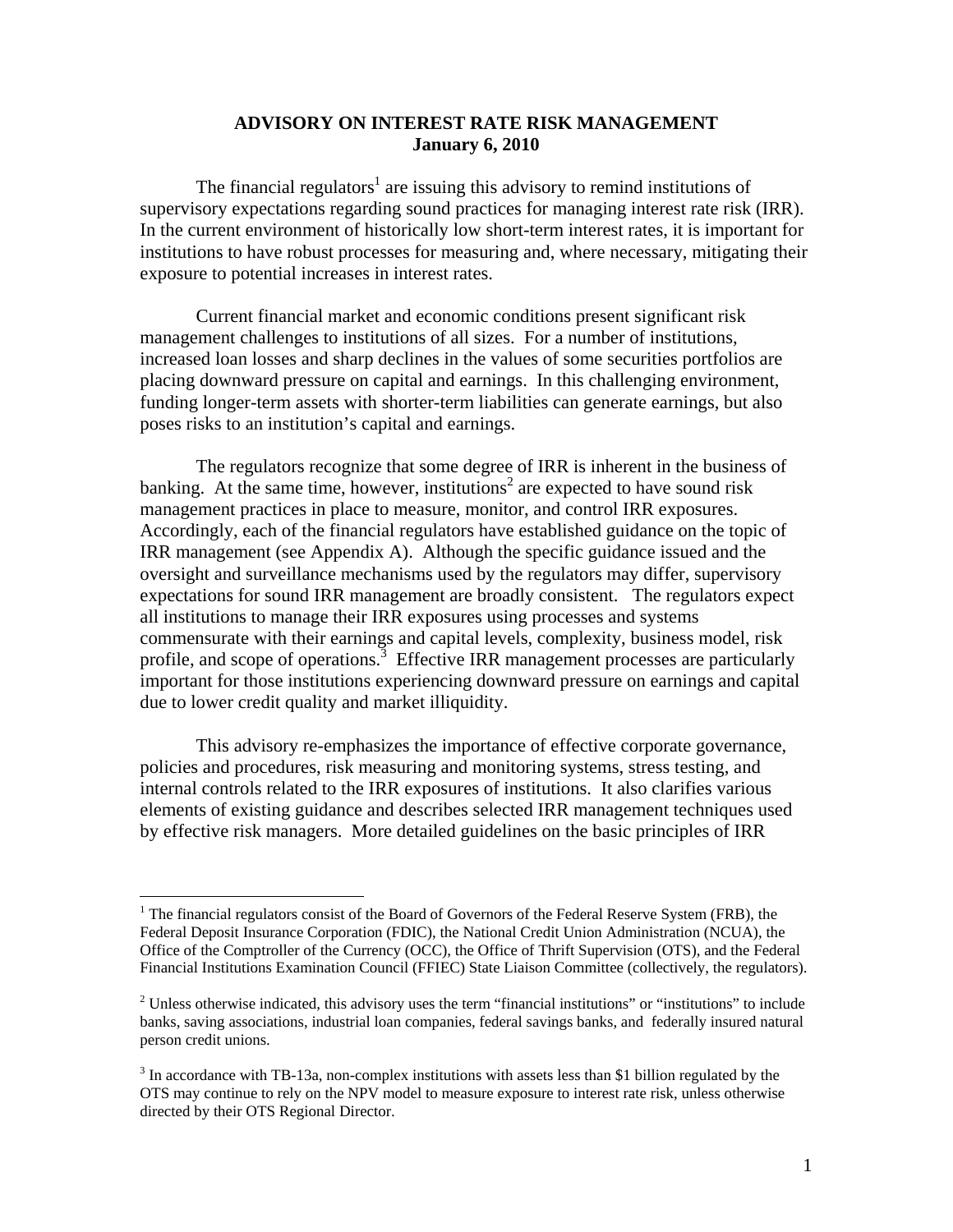**ADVISORY ON INTEREST RATE RISK MANAGEMENT**
**January 6, 2010**

The financial regulators[1] are issuing this advisory to remind institutions of supervisory expectations regarding sound practices for managing interest rate risk (IRR). In the current environment of historically low short-term interest rates, it is important for institutions to have robust processes for measuring and, where necessary, mitigating their exposure to potential increases in interest rates.

Current financial market and economic conditions present significant risk management challenges to institutions of all sizes. For a number of institutions, increased loan losses and sharp declines in the values of some securities portfolios are placing downward pressure on capital and earnings. In this challenging environment, funding longer-term assets with shorter-term liabilities can generate earnings, but also poses risks to an institution's capital and earnings.

The regulators recognize that some degree of IRR is inherent in the business of banking. At the same time, however, institutions[2] are expected to have sound risk management practices in place to measure, monitor, and control IRR exposures. Accordingly, each of the financial regulators have established guidance on the topic of IRR management (see Appendix A). Although the specific guidance issued and the oversight and surveillance mechanisms used by the regulators may differ, supervisory expectations for sound IRR management are broadly consistent. The regulators expect all institutions to manage their IRR exposures using processes and systems commensurate with their earnings and capital levels, complexity, business model, risk profile, and scope of operations.[3] Effective IRR management processes are particularly important for those institutions experiencing downward pressure on earnings and capital due to lower credit quality and market illiquidity.

This advisory re-emphasizes the importance of effective corporate governance, policies and procedures, risk measuring and monitoring systems, stress testing, and internal controls related to the IRR exposures of institutions. It also clarifies various elements of existing guidance and describes selected IRR management techniques used by effective risk managers. More detailed guidelines on the basic principles of IRR

---

[1] The financial regulators consist of the Board of Governors of the Federal Reserve System (FRB), the Federal Deposit Insurance Corporation (FDIC), the National Credit Union Administration (NCUA), the Office of the Comptroller of the Currency (OCC), the Office of Thrift Supervision (OTS), and the Federal Financial Institutions Examination Council (FFIEC) State Liaison Committee (collectively, the regulators).

[2] Unless otherwise indicated, this advisory uses the term "financial institutions" or "institutions" to include banks, saving associations, industrial loan companies, federal savings banks, and federally insured natural person credit unions.

[3] In accordance with TB-13a, non-complex institutions with assets less than $1 billion regulated by the OTS may continue to rely on the NPV model to measure exposure to interest rate risk, unless otherwise directed by their OTS Regional Director.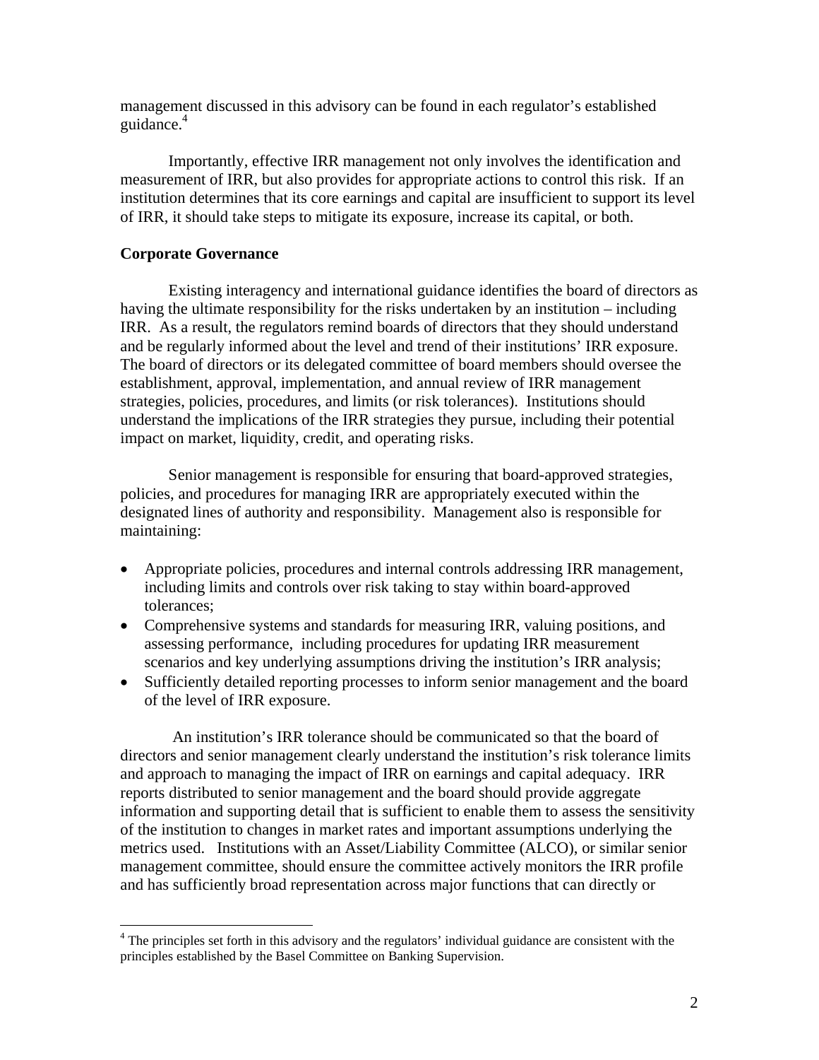management discussed in this advisory can be found in each regulator's established guidance.[4]

Importantly, effective IRR management not only involves the identification and measurement of IRR, but also provides for appropriate actions to control this risk. If an institution determines that its core earnings and capital are insufficient to support its level of IRR, it should take steps to mitigate its exposure, increase its capital, or both.

**Corporate Governance**

Existing interagency and international guidance identifies the board of directors as having the ultimate responsibility for the risks undertaken by an institution – including IRR. As a result, the regulators remind boards of directors that they should understand and be regularly informed about the level and trend of their institutions' IRR exposure. The board of directors or its delegated committee of board members should oversee the establishment, approval, implementation, and annual review of IRR management strategies, policies, procedures, and limits (or risk tolerances). Institutions should understand the implications of the IRR strategies they pursue, including their potential impact on market, liquidity, credit, and operating risks.

Senior management is responsible for ensuring that board-approved strategies, policies, and procedures for managing IRR are appropriately executed within the designated lines of authority and responsibility. Management also is responsible for maintaining:

- Appropriate policies, procedures and internal controls addressing IRR management, including limits and controls over risk taking to stay within board-approved tolerances;
- Comprehensive systems and standards for measuring IRR, valuing positions, and assessing performance, including procedures for updating IRR measurement scenarios and key underlying assumptions driving the institution's IRR analysis;
- Sufficiently detailed reporting processes to inform senior management and the board of the level of IRR exposure.

An institution's IRR tolerance should be communicated so that the board of directors and senior management clearly understand the institution's risk tolerance limits and approach to managing the impact of IRR on earnings and capital adequacy. IRR reports distributed to senior management and the board should provide aggregate information and supporting detail that is sufficient to enable them to assess the sensitivity of the institution to changes in market rates and important assumptions underlying the metrics used. Institutions with an Asset/Liability Committee (ALCO), or similar senior management committee, should ensure the committee actively monitors the IRR profile and has sufficiently broad representation across major functions that can directly or

[4] The principles set forth in this advisory and the regulators' individual guidance are consistent with the principles established by the Basel Committee on Banking Supervision.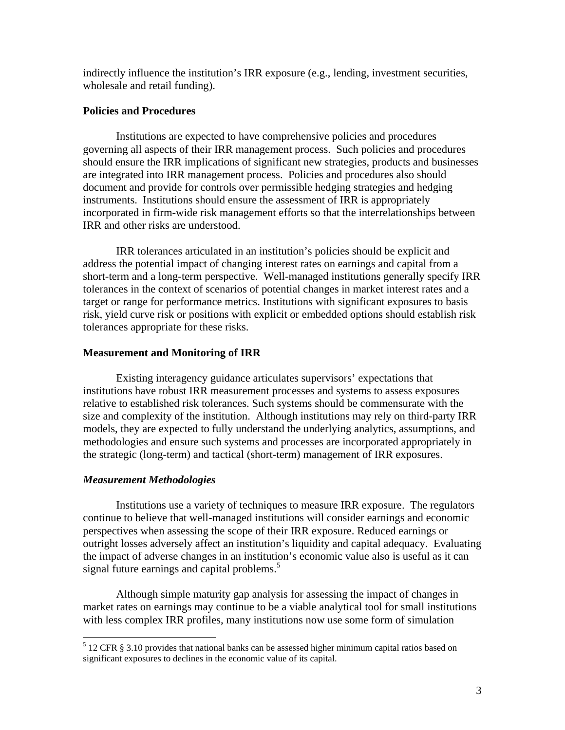indirectly influence the institution's IRR exposure (e.g., lending, investment securities, wholesale and retail funding).

**Policies and Procedures**

Institutions are expected to have comprehensive policies and procedures governing all aspects of their IRR management process. Such policies and procedures should ensure the IRR implications of significant new strategies, products and businesses are integrated into IRR management process. Policies and procedures also should document and provide for controls over permissible hedging strategies and hedging instruments. Institutions should ensure the assessment of IRR is appropriately incorporated in firm-wide risk management efforts so that the interrelationships between IRR and other risks are understood.

IRR tolerances articulated in an institution's policies should be explicit and address the potential impact of changing interest rates on earnings and capital from a short-term and a long-term perspective. Well-managed institutions generally specify IRR tolerances in the context of scenarios of potential changes in market interest rates and a target or range for performance metrics. Institutions with significant exposures to basis risk, yield curve risk or positions with explicit or embedded options should establish risk tolerances appropriate for these risks.

**Measurement and Monitoring of IRR**

Existing interagency guidance articulates supervisors' expectations that institutions have robust IRR measurement processes and systems to assess exposures relative to established risk tolerances. Such systems should be commensurate with the size and complexity of the institution. Although institutions may rely on third-party IRR models, they are expected to fully understand the underlying analytics, assumptions, and methodologies and ensure such systems and processes are incorporated appropriately in the strategic (long-term) and tactical (short-term) management of IRR exposures.

***Measurement Methodologies***

Institutions use a variety of techniques to measure IRR exposure. The regulators continue to believe that well-managed institutions will consider earnings and economic perspectives when assessing the scope of their IRR exposure. Reduced earnings or outright losses adversely affect an institution's liquidity and capital adequacy. Evaluating the impact of adverse changes in an institution's economic value also is useful as it can signal future earnings and capital problems.[5]

Although simple maturity gap analysis for assessing the impact of changes in market rates on earnings may continue to be a viable analytical tool for small institutions with less complex IRR profiles, many institutions now use some form of simulation

[5] 12 CFR § 3.10 provides that national banks can be assessed higher minimum capital ratios based on significant exposures to declines in the economic value of its capital.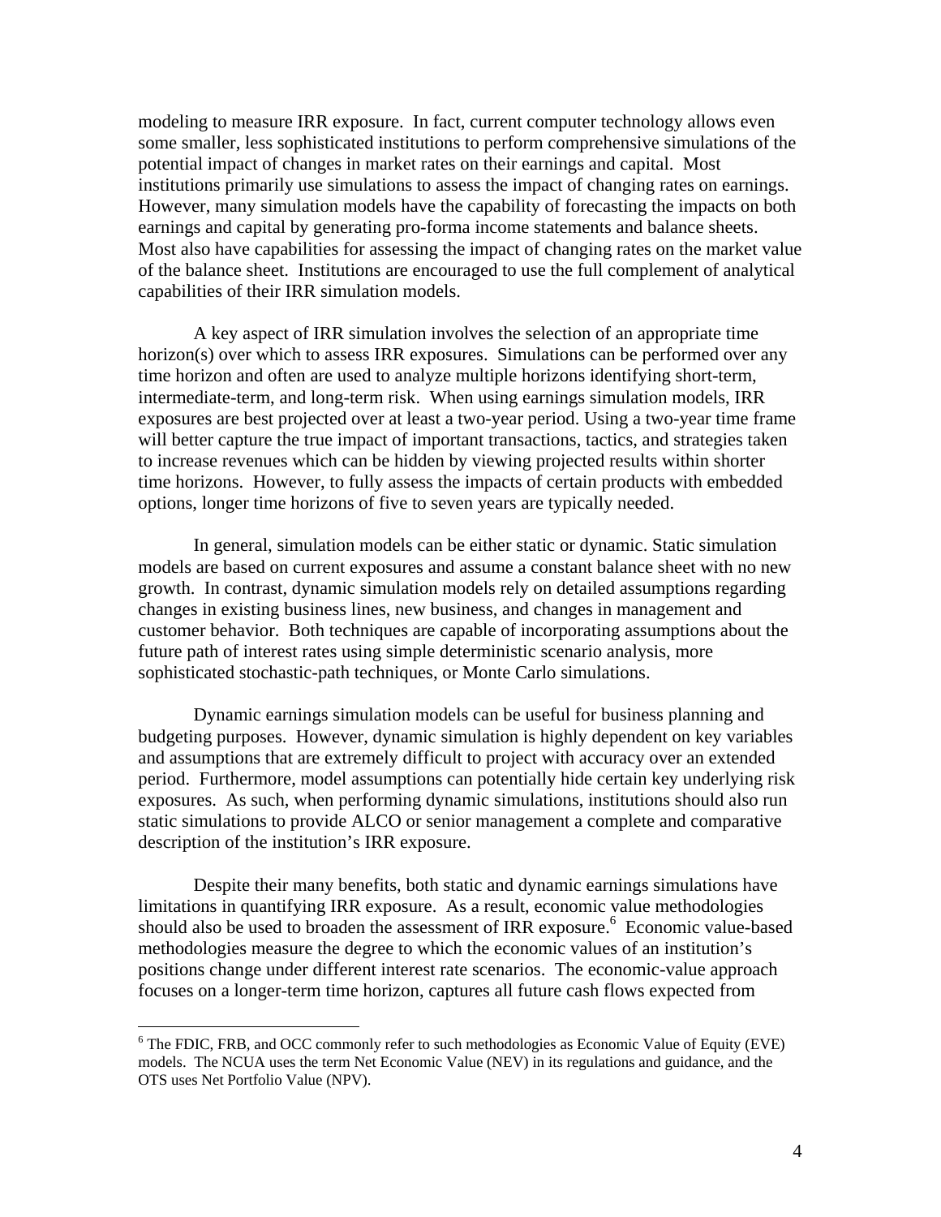modeling to measure IRR exposure. In fact, current computer technology allows even some smaller, less sophisticated institutions to perform comprehensive simulations of the potential impact of changes in market rates on their earnings and capital. Most institutions primarily use simulations to assess the impact of changing rates on earnings. However, many simulation models have the capability of forecasting the impacts on both earnings and capital by generating pro-forma income statements and balance sheets. Most also have capabilities for assessing the impact of changing rates on the market value of the balance sheet. Institutions are encouraged to use the full complement of analytical capabilities of their IRR simulation models.

A key aspect of IRR simulation involves the selection of an appropriate time horizon(s) over which to assess IRR exposures. Simulations can be performed over any time horizon and often are used to analyze multiple horizons identifying short-term, intermediate-term, and long-term risk. When using earnings simulation models, IRR exposures are best projected over at least a two-year period. Using a two-year time frame will better capture the true impact of important transactions, tactics, and strategies taken to increase revenues which can be hidden by viewing projected results within shorter time horizons. However, to fully assess the impacts of certain products with embedded options, longer time horizons of five to seven years are typically needed.

In general, simulation models can be either static or dynamic. Static simulation models are based on current exposures and assume a constant balance sheet with no new growth. In contrast, dynamic simulation models rely on detailed assumptions regarding changes in existing business lines, new business, and changes in management and customer behavior. Both techniques are capable of incorporating assumptions about the future path of interest rates using simple deterministic scenario analysis, more sophisticated stochastic-path techniques, or Monte Carlo simulations.

Dynamic earnings simulation models can be useful for business planning and budgeting purposes. However, dynamic simulation is highly dependent on key variables and assumptions that are extremely difficult to project with accuracy over an extended period. Furthermore, model assumptions can potentially hide certain key underlying risk exposures. As such, when performing dynamic simulations, institutions should also run static simulations to provide ALCO or senior management a complete and comparative description of the institution's IRR exposure.

Despite their many benefits, both static and dynamic earnings simulations have limitations in quantifying IRR exposure. As a result, economic value methodologies should also be used to broaden the assessment of IRR exposure.[6] Economic value-based methodologies measure the degree to which the economic values of an institution's positions change under different interest rate scenarios. The economic-value approach focuses on a longer-term time horizon, captures all future cash flows expected from

---

[6] The FDIC, FRB, and OCC commonly refer to such methodologies as Economic Value of Equity (EVE) models. The NCUA uses the term Net Economic Value (NEV) in its regulations and guidance, and the OTS uses Net Portfolio Value (NPV).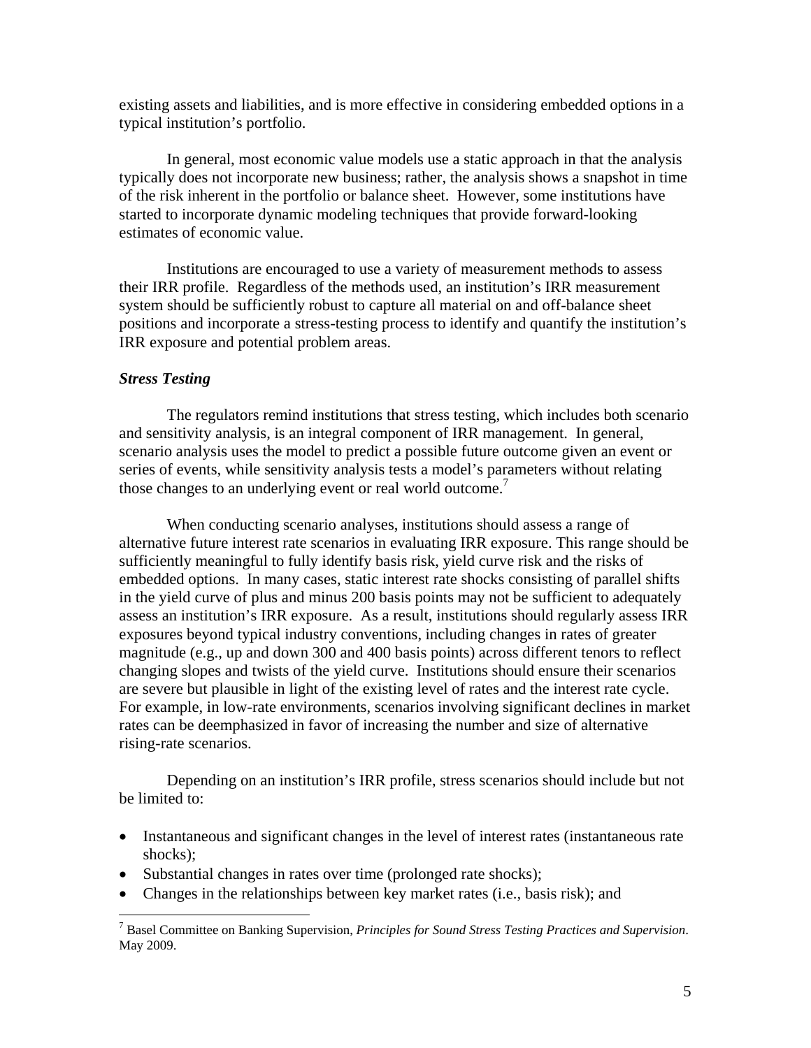existing assets and liabilities, and is more effective in considering embedded options in a typical institution's portfolio.

In general, most economic value models use a static approach in that the analysis typically does not incorporate new business; rather, the analysis shows a snapshot in time of the risk inherent in the portfolio or balance sheet. However, some institutions have started to incorporate dynamic modeling techniques that provide forward-looking estimates of economic value.

Institutions are encouraged to use a variety of measurement methods to assess their IRR profile. Regardless of the methods used, an institution's IRR measurement system should be sufficiently robust to capture all material on and off-balance sheet positions and incorporate a stress-testing process to identify and quantify the institution's IRR exposure and potential problem areas.

***Stress Testing***

The regulators remind institutions that stress testing, which includes both scenario and sensitivity analysis, is an integral component of IRR management. In general, scenario analysis uses the model to predict a possible future outcome given an event or series of events, while sensitivity analysis tests a model's parameters without relating those changes to an underlying event or real world outcome.[7]

When conducting scenario analyses, institutions should assess a range of alternative future interest rate scenarios in evaluating IRR exposure. This range should be sufficiently meaningful to fully identify basis risk, yield curve risk and the risks of embedded options. In many cases, static interest rate shocks consisting of parallel shifts in the yield curve of plus and minus 200 basis points may not be sufficient to adequately assess an institution's IRR exposure. As a result, institutions should regularly assess IRR exposures beyond typical industry conventions, including changes in rates of greater magnitude (e.g., up and down 300 and 400 basis points) across different tenors to reflect changing slopes and twists of the yield curve. Institutions should ensure their scenarios are severe but plausible in light of the existing level of rates and the interest rate cycle. For example, in low-rate environments, scenarios involving significant declines in market rates can be deemphasized in favor of increasing the number and size of alternative rising-rate scenarios.

Depending on an institution's IRR profile, stress scenarios should include but not be limited to:

- Instantaneous and significant changes in the level of interest rates (instantaneous rate shocks);
- Substantial changes in rates over time (prolonged rate shocks);
- Changes in the relationships between key market rates (i.e., basis risk); and

---

[7] Basel Committee on Banking Supervision, *Principles for Sound Stress Testing Practices and Supervision*. May 2009.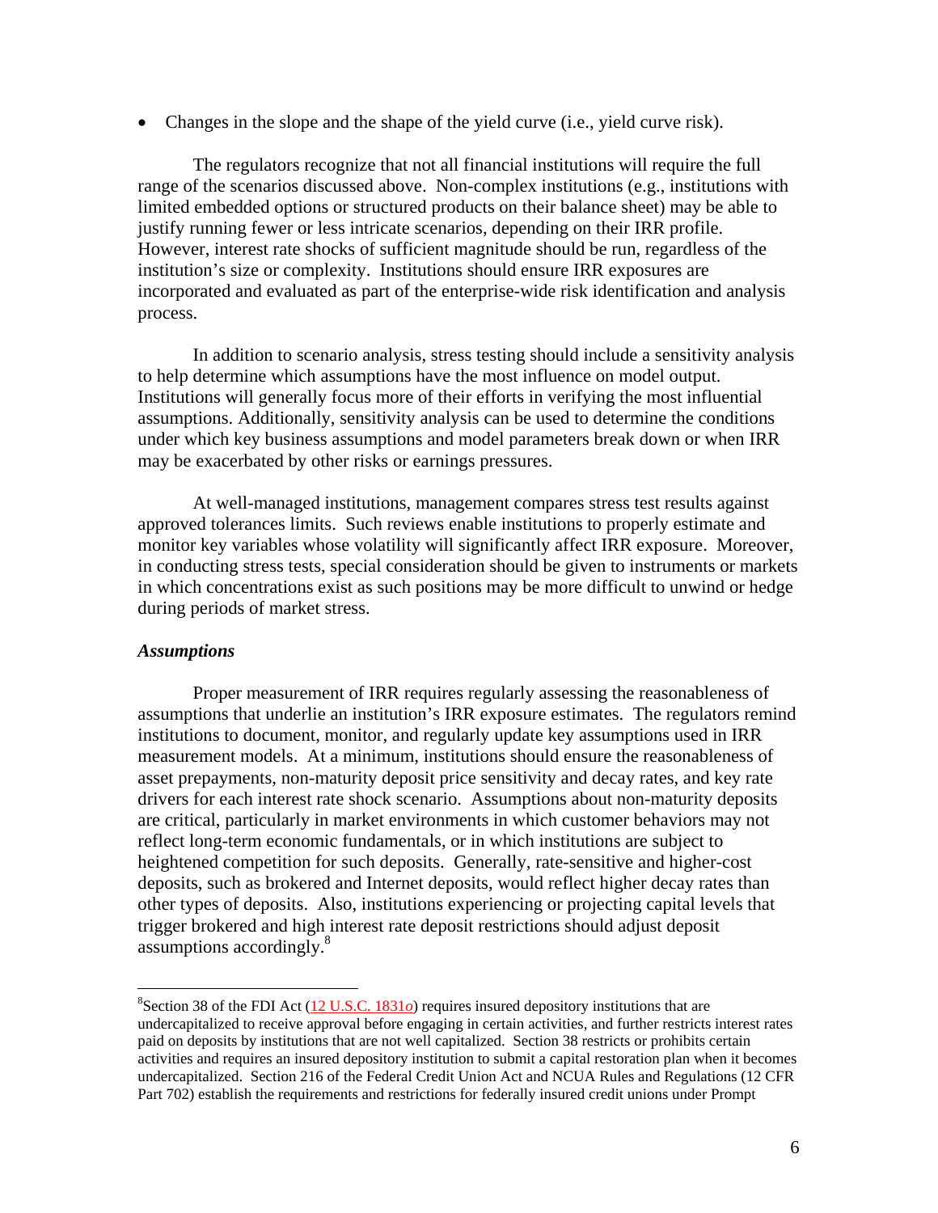- Changes in the slope and the shape of the yield curve (i.e., yield curve risk).

The regulators recognize that not all financial institutions will require the full range of the scenarios discussed above. Non-complex institutions (e.g., institutions with limited embedded options or structured products on their balance sheet) may be able to justify running fewer or less intricate scenarios, depending on their IRR profile. However, interest rate shocks of sufficient magnitude should be run, regardless of the institution's size or complexity. Institutions should ensure IRR exposures are incorporated and evaluated as part of the enterprise-wide risk identification and analysis process.

In addition to scenario analysis, stress testing should include a sensitivity analysis to help determine which assumptions have the most influence on model output. Institutions will generally focus more of their efforts in verifying the most influential assumptions. Additionally, sensitivity analysis can be used to determine the conditions under which key business assumptions and model parameters break down or when IRR may be exacerbated by other risks or earnings pressures.

At well-managed institutions, management compares stress test results against approved tolerances limits. Such reviews enable institutions to properly estimate and monitor key variables whose volatility will significantly affect IRR exposure. Moreover, in conducting stress tests, special consideration should be given to instruments or markets in which concentrations exist as such positions may be more difficult to unwind or hedge during periods of market stress.

***Assumptions***

Proper measurement of IRR requires regularly assessing the reasonableness of assumptions that underlie an institution's IRR exposure estimates. The regulators remind institutions to document, monitor, and regularly update key assumptions used in IRR measurement models. At a minimum, institutions should ensure the reasonableness of asset prepayments, non-maturity deposit price sensitivity and decay rates, and key rate drivers for each interest rate shock scenario. Assumptions about non-maturity deposits are critical, particularly in market environments in which customer behaviors may not reflect long-term economic fundamentals, or in which institutions are subject to heightened competition for such deposits. Generally, rate-sensitive and higher-cost deposits, such as brokered and Internet deposits, would reflect higher decay rates than other types of deposits. Also, institutions experiencing or projecting capital levels that trigger brokered and high interest rate deposit restrictions should adjust deposit assumptions accordingly.[8]

---

[8]Section 38 of the FDI Act (12 U.S.C. 1831*o*) requires insured depository institutions that are undercapitalized to receive approval before engaging in certain activities, and further restricts interest rates paid on deposits by institutions that are not well capitalized. Section 38 restricts or prohibits certain activities and requires an insured depository institution to submit a capital restoration plan when it becomes undercapitalized. Section 216 of the Federal Credit Union Act and NCUA Rules and Regulations (12 CFR Part 702) establish the requirements and restrictions for federally insured credit unions under Prompt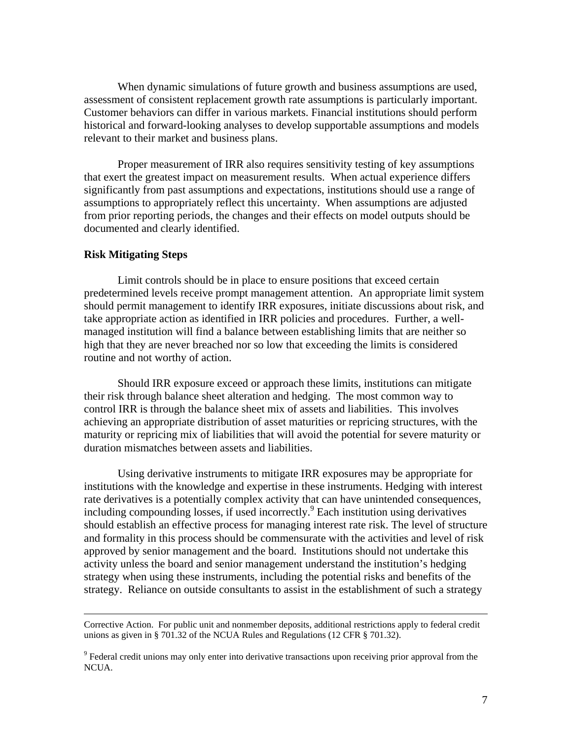When dynamic simulations of future growth and business assumptions are used, assessment of consistent replacement growth rate assumptions is particularly important. Customer behaviors can differ in various markets. Financial institutions should perform historical and forward-looking analyses to develop supportable assumptions and models relevant to their market and business plans.

Proper measurement of IRR also requires sensitivity testing of key assumptions that exert the greatest impact on measurement results. When actual experience differs significantly from past assumptions and expectations, institutions should use a range of assumptions to appropriately reflect this uncertainty. When assumptions are adjusted from prior reporting periods, the changes and their effects on model outputs should be documented and clearly identified.

**Risk Mitigating Steps**

Limit controls should be in place to ensure positions that exceed certain predetermined levels receive prompt management attention. An appropriate limit system should permit management to identify IRR exposures, initiate discussions about risk, and take appropriate action as identified in IRR policies and procedures. Further, a well-managed institution will find a balance between establishing limits that are neither so high that they are never breached nor so low that exceeding the limits is considered routine and not worthy of action.

Should IRR exposure exceed or approach these limits, institutions can mitigate their risk through balance sheet alteration and hedging. The most common way to control IRR is through the balance sheet mix of assets and liabilities. This involves achieving an appropriate distribution of asset maturities or repricing structures, with the maturity or repricing mix of liabilities that will avoid the potential for severe maturity or duration mismatches between assets and liabilities.

Using derivative instruments to mitigate IRR exposures may be appropriate for institutions with the knowledge and expertise in these instruments. Hedging with interest rate derivatives is a potentially complex activity that can have unintended consequences, including compounding losses, if used incorrectly.[9] Each institution using derivatives should establish an effective process for managing interest rate risk. The level of structure and formality in this process should be commensurate with the activities and level of risk approved by senior management and the board. Institutions should not undertake this activity unless the board and senior management understand the institution's hedging strategy when using these instruments, including the potential risks and benefits of the strategy. Reliance on outside consultants to assist in the establishment of such a strategy

---

Corrective Action. For public unit and nonmember deposits, additional restrictions apply to federal credit unions as given in § 701.32 of the NCUA Rules and Regulations (12 CFR § 701.32).

[9] Federal credit unions may only enter into derivative transactions upon receiving prior approval from the NCUA.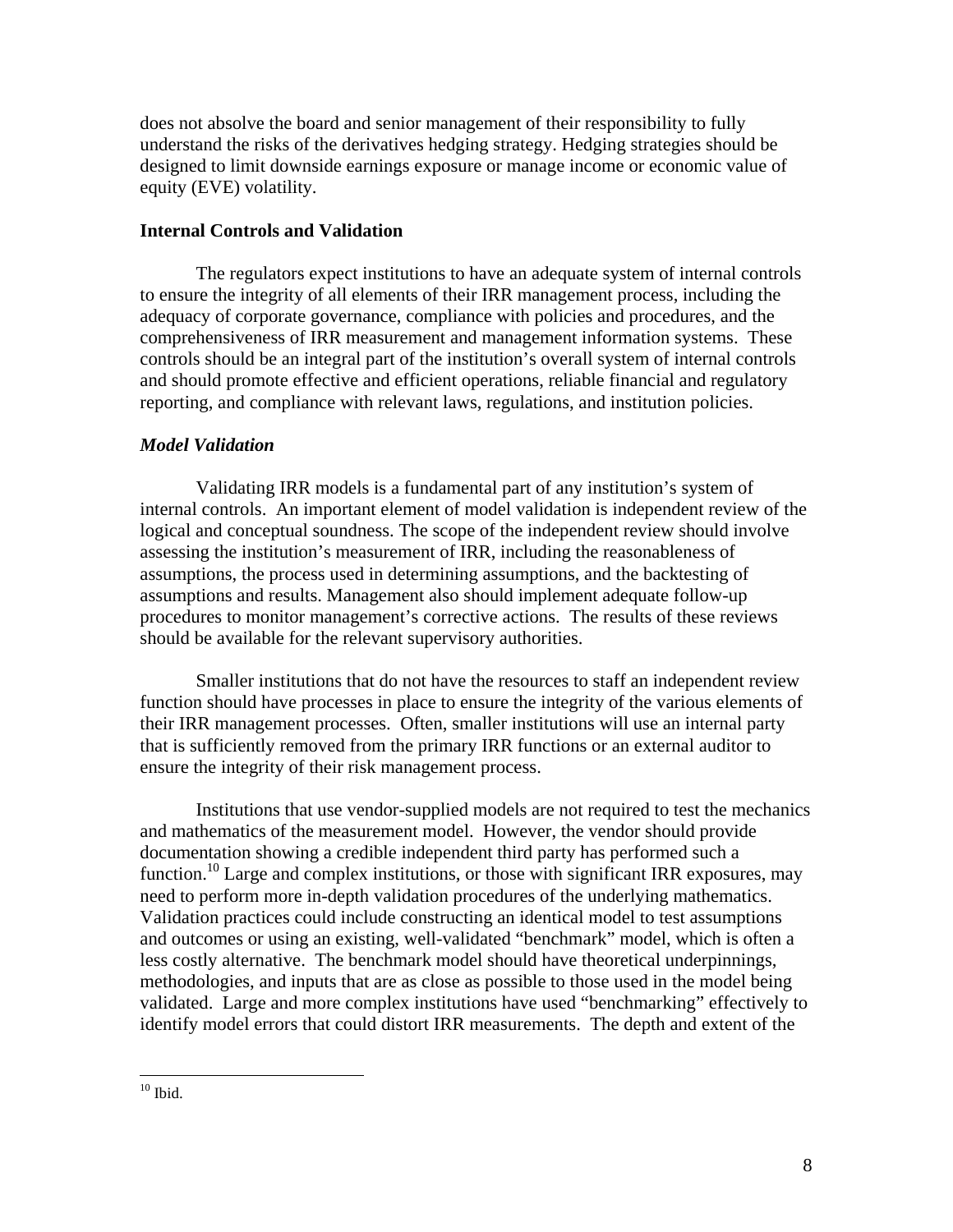does not absolve the board and senior management of their responsibility to fully understand the risks of the derivatives hedging strategy. Hedging strategies should be designed to limit downside earnings exposure or manage income or economic value of equity (EVE) volatility.

**Internal Controls and Validation**

The regulators expect institutions to have an adequate system of internal controls to ensure the integrity of all elements of their IRR management process, including the adequacy of corporate governance, compliance with policies and procedures, and the comprehensiveness of IRR measurement and management information systems. These controls should be an integral part of the institution's overall system of internal controls and should promote effective and efficient operations, reliable financial and regulatory reporting, and compliance with relevant laws, regulations, and institution policies.

***Model Validation***

Validating IRR models is a fundamental part of any institution's system of internal controls. An important element of model validation is independent review of the logical and conceptual soundness. The scope of the independent review should involve assessing the institution's measurement of IRR, including the reasonableness of assumptions, the process used in determining assumptions, and the backtesting of assumptions and results. Management also should implement adequate follow-up procedures to monitor management's corrective actions. The results of these reviews should be available for the relevant supervisory authorities.

Smaller institutions that do not have the resources to staff an independent review function should have processes in place to ensure the integrity of the various elements of their IRR management processes. Often, smaller institutions will use an internal party that is sufficiently removed from the primary IRR functions or an external auditor to ensure the integrity of their risk management process.

Institutions that use vendor-supplied models are not required to test the mechanics and mathematics of the measurement model. However, the vendor should provide documentation showing a credible independent third party has performed such a function.[10] Large and complex institutions, or those with significant IRR exposures, may need to perform more in-depth validation procedures of the underlying mathematics. Validation practices could include constructing an identical model to test assumptions and outcomes or using an existing, well-validated "benchmark" model, which is often a less costly alternative. The benchmark model should have theoretical underpinnings, methodologies, and inputs that are as close as possible to those used in the model being validated. Large and more complex institutions have used "benchmarking" effectively to identify model errors that could distort IRR measurements. The depth and extent of the

[10] Ibid.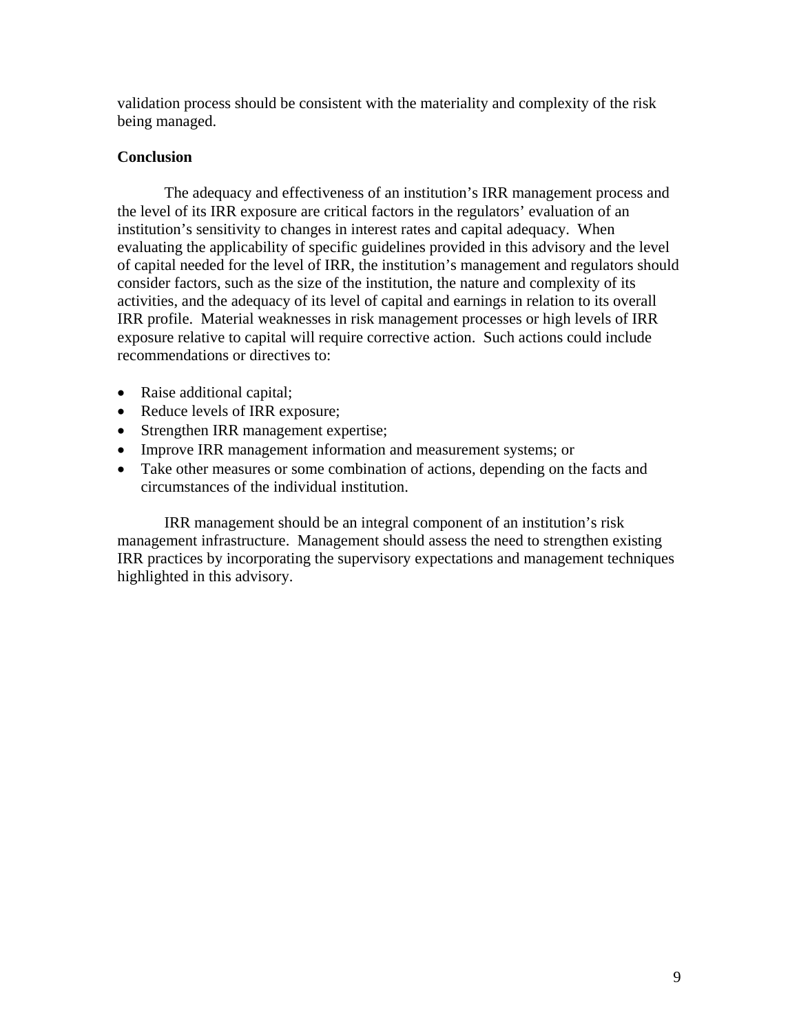validation process should be consistent with the materiality and complexity of the risk being managed.

**Conclusion**

The adequacy and effectiveness of an institution's IRR management process and the level of its IRR exposure are critical factors in the regulators' evaluation of an institution's sensitivity to changes in interest rates and capital adequacy. When evaluating the applicability of specific guidelines provided in this advisory and the level of capital needed for the level of IRR, the institution's management and regulators should consider factors, such as the size of the institution, the nature and complexity of its activities, and the adequacy of its level of capital and earnings in relation to its overall IRR profile. Material weaknesses in risk management processes or high levels of IRR exposure relative to capital will require corrective action. Such actions could include recommendations or directives to:

- Raise additional capital;
- Reduce levels of IRR exposure;
- Strengthen IRR management expertise;
- Improve IRR management information and measurement systems; or
- Take other measures or some combination of actions, depending on the facts and circumstances of the individual institution.

IRR management should be an integral component of an institution's risk management infrastructure. Management should assess the need to strengthen existing IRR practices by incorporating the supervisory expectations and management techniques highlighted in this advisory.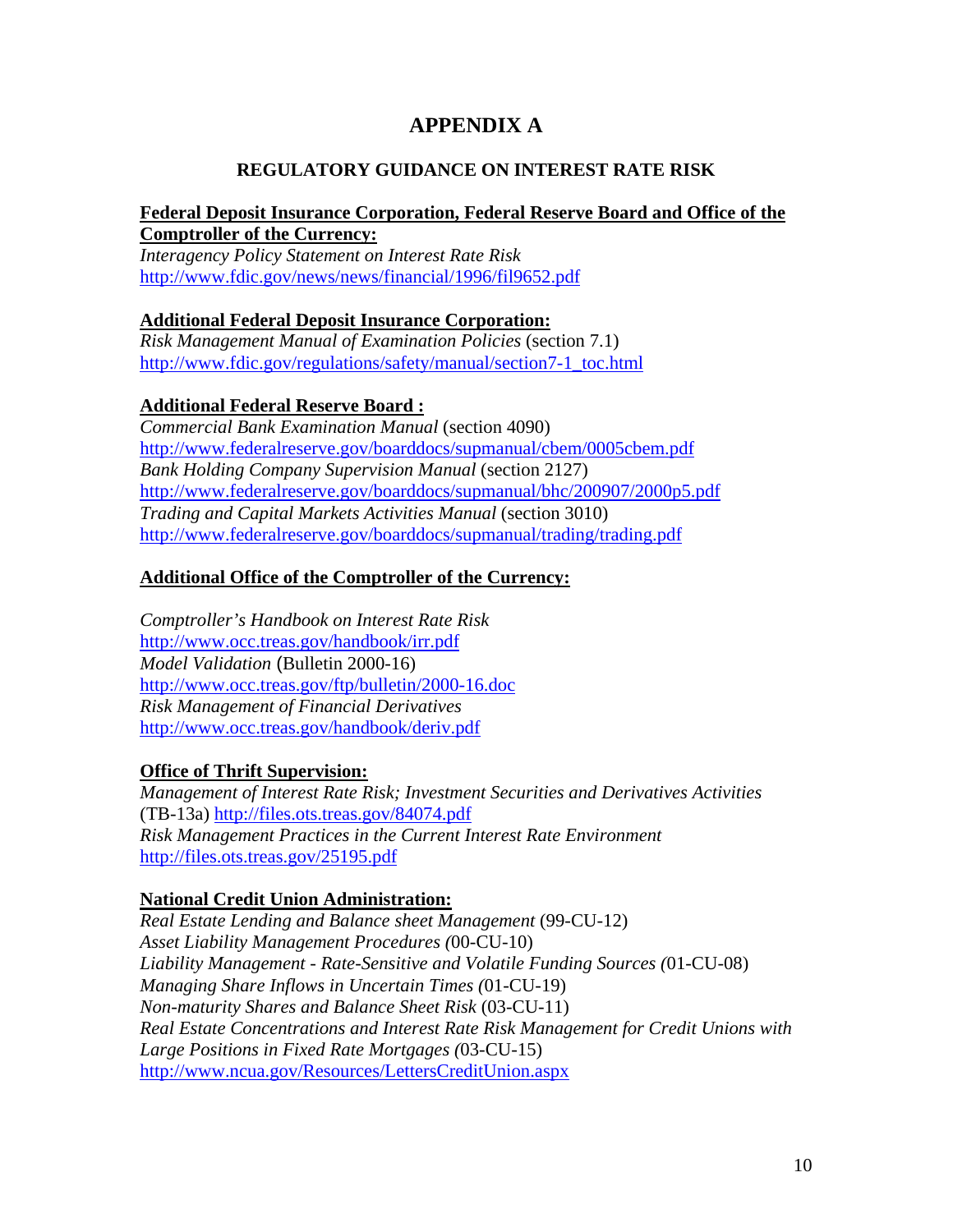# APPENDIX A

## REGULATORY GUIDANCE ON INTEREST RATE RISK

**Federal Deposit Insurance Corporation, Federal Reserve Board and Office of the Comptroller of the Currency:**
*Interagency Policy Statement on Interest Rate Risk*
http://www.fdic.gov/news/news/financial/1996/fil9652.pdf

**Additional Federal Deposit Insurance Corporation:**
*Risk Management Manual of Examination Policies* (section 7.1)
http://www.fdic.gov/regulations/safety/manual/section7-1_toc.html

**Additional Federal Reserve Board :**
*Commercial Bank Examination Manual* (section 4090)
http://www.federalreserve.gov/boarddocs/supmanual/cbem/0005cbem.pdf
*Bank Holding Company Supervision Manual* (section 2127)
http://www.federalreserve.gov/boarddocs/supmanual/bhc/200907/2000p5.pdf
*Trading and Capital Markets Activities Manual* (section 3010)
http://www.federalreserve.gov/boarddocs/supmanual/trading/trading.pdf

**Additional Office of the Comptroller of the Currency:**

*Comptroller's Handbook on Interest Rate Risk*
http://www.occ.treas.gov/handbook/irr.pdf
*Model Validation* (Bulletin 2000-16)
http://www.occ.treas.gov/ftp/bulletin/2000-16.doc
*Risk Management of Financial Derivatives*
http://www.occ.treas.gov/handbook/deriv.pdf

**Office of Thrift Supervision:**
*Management of Interest Rate Risk; Investment Securities and Derivatives Activities* (TB-13a) http://files.ots.treas.gov/84074.pdf
*Risk Management Practices in the Current Interest Rate Environment*
http://files.ots.treas.gov/25195.pdf

**National Credit Union Administration:**
*Real Estate Lending and Balance sheet Management* (99-CU-12)
*Asset Liability Management Procedures (*00-CU-10)
*Liability Management - Rate-Sensitive and Volatile Funding Sources (*01-CU-08)
*Managing Share Inflows in Uncertain Times (*01-CU-19)
*Non-maturity Shares and Balance Sheet Risk* (03-CU-11)
*Real Estate Concentrations and Interest Rate Risk Management for Credit Unions with Large Positions in Fixed Rate Mortgages (*03-CU-15)
http://www.ncua.gov/Resources/LettersCreditUnion.aspx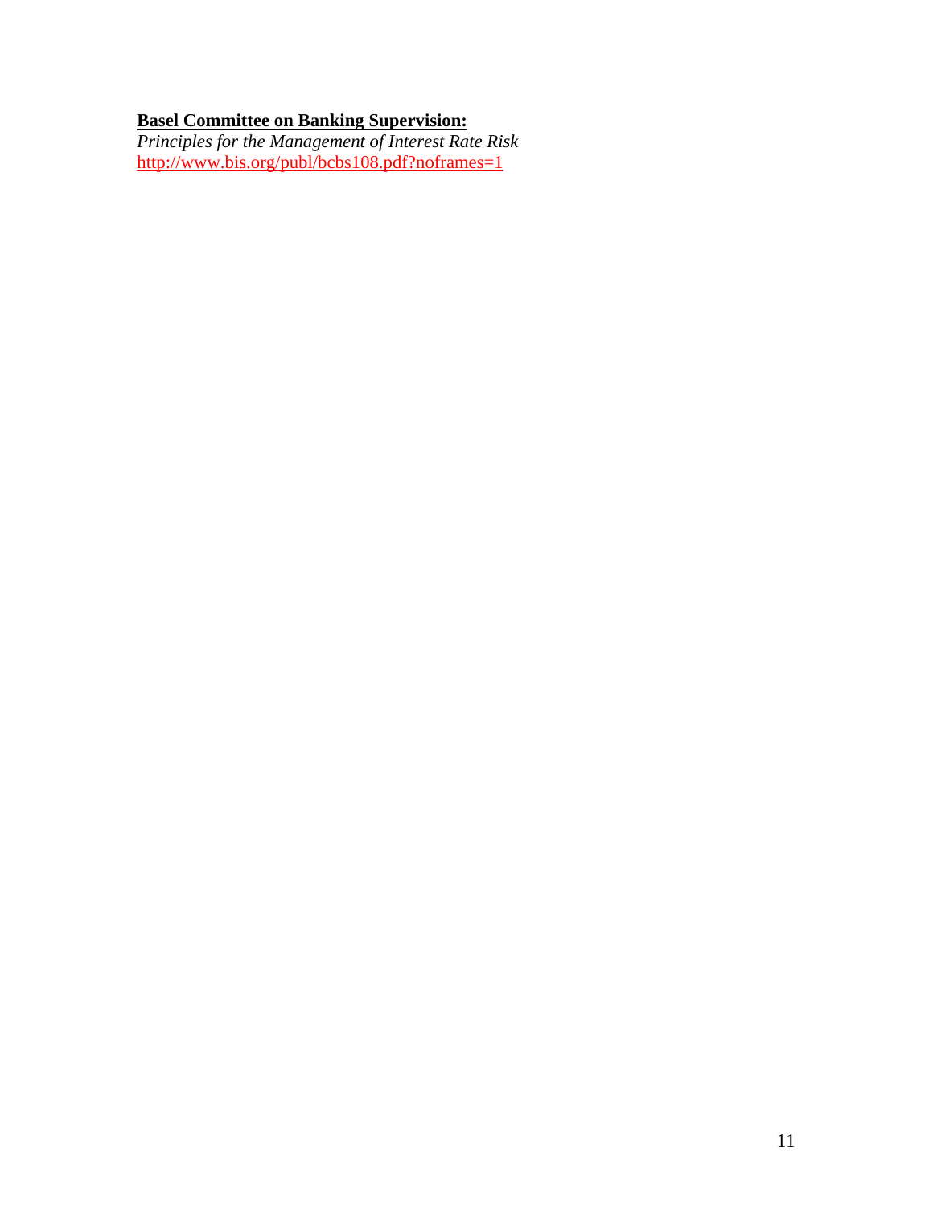**Basel Committee on Banking Supervision:**

*Principles for the Management of Interest Rate Risk*

http://www.bis.org/publ/bcbs108.pdf?noframes=1